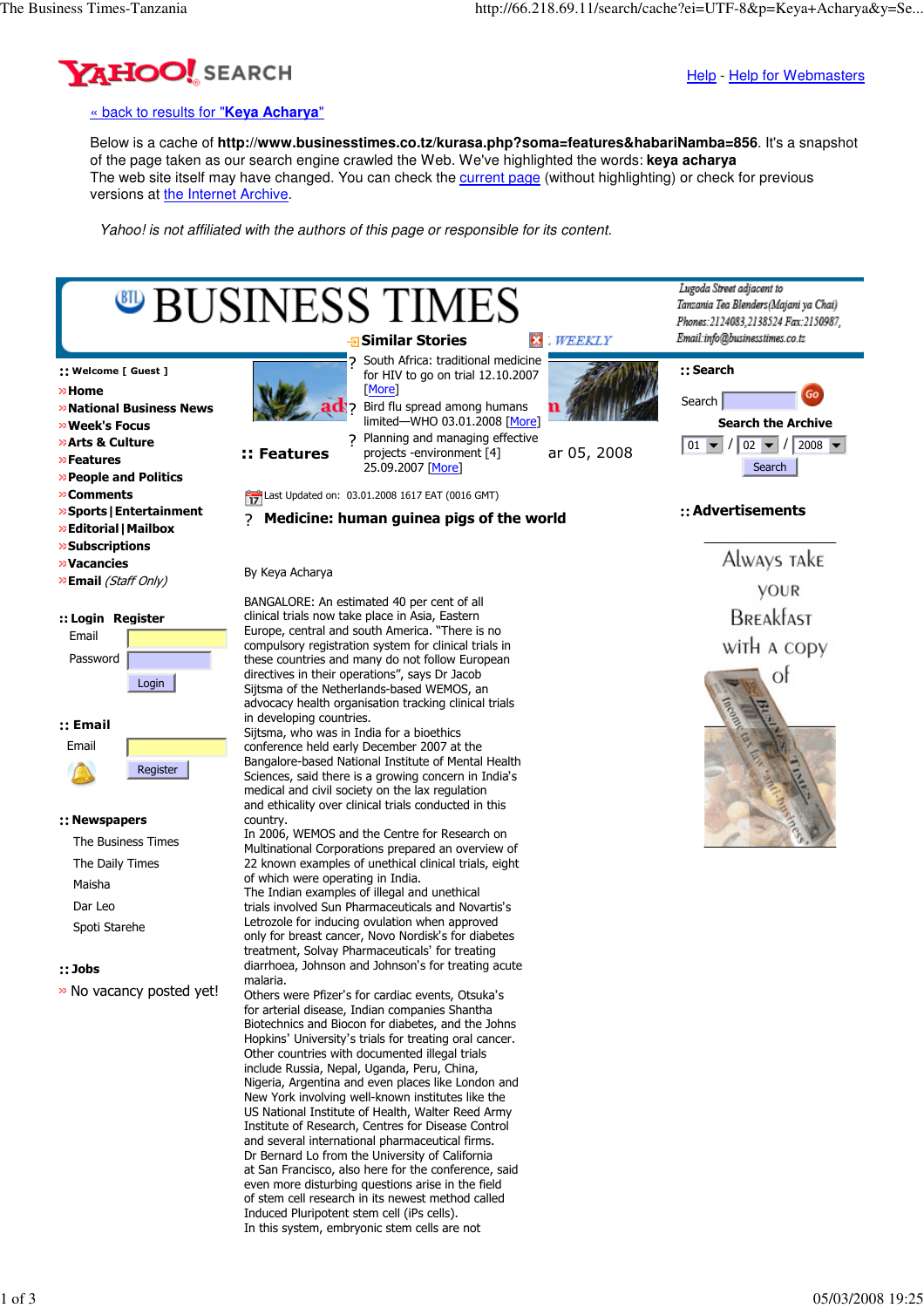[« back to results for "Keya Acharya"]

Below is a cache of **http://www.businesstimes.co.tz/kurasa.php?soma=features&habariNamba=856**. It's a snapshot of the page taken as our search engine crawled the Web. We've highlighted the words: **keya acharya**
The web site itself may have changed. You can check the current page (without highlighting) or check for previous versions at the Internet Archive.

*Yahoo! is not affiliated with the authors of this page or responsible for its content.*

# BUSINESS TIMES

Lugoda Street adjacent to Tanzania Tea Blenders(Majani ya Chai)
Phones: 2124083,2138524 Fax:2150987,
Email: info@businesstimes.co.tz

**:: Welcome [ Guest ]**

- Home
- National Business News
- Week's Focus
- Arts & Culture
- Features
- People and Politics
- Comments
- Sports | Entertainment
- Editorial | Mailbox
- Subscriptions
- Vacancies
- Email *(Staff Only)*

**:: Login Register**

Email

Password

Login

**:: Email**

Email

Register

**:: Newspapers**

- The Business Times
- The Daily Times
- Maisha
- Dar Leo
- Spoti Starehe

**:: Jobs**

» No vacancy posted yet!

**Similar Stories**

- South Africa: traditional medicine for HIV to go on trial 12.10.2007 [More]
- Bird flu spread among humans limited—WHO 03.01.2008 [More]
- Planning and managing effective projects -environment [4] 25.09.2007 [More]

## :: Features

ar 05, 2008

Last Updated on: 03.01.2008 1617 EAT (0016 GMT)

## Medicine: human guinea pigs of the world

By Keya Acharya

BANGALORE: An estimated 40 per cent of all clinical trials now take place in Asia, Eastern Europe, central and south America. "There is no compulsory registration system for clinical trials in these countries and many do not follow European directives in their operations", says Dr Jacob Sijtsma of the Netherlands-based WEMOS, an advocacy health organisation tracking clinical trials in developing countries.

Sijtsma, who was in India for a bioethics conference held early December 2007 at the Bangalore-based National Institute of Mental Health Sciences, said there is a growing concern in India's medical and civil society on the lax regulation and ethicality over clinical trials conducted in this country.

In 2006, WEMOS and the Centre for Research on Multinational Corporations prepared an overview of 22 known examples of unethical clinical trials, eight of which were operating in India.

The Indian examples of illegal and unethical trials involved Sun Pharmaceuticals and Novartis's Letrozole for inducing ovulation when approved only for breast cancer, Novo Nordisk's for diabetes treatment, Solvay Pharmaceuticals' for treating diarrhoea, Johnson and Johnson's for treating acute malaria.

Others were Pfizer's for cardiac events, Otsuka's for arterial disease, Indian companies Shantha Biotechnics and Biocon for diabetes, and the Johns Hopkins' University's trials for treating oral cancer.

Other countries with documented illegal trials include Russia, Nepal, Uganda, Peru, China, Nigeria, Argentina and even places like London and New York involving well-known institutes like the US National Institute of Health, Walter Reed Army Institute of Research, Centres for Disease Control and several international pharmaceutical firms.

Dr Bernard Lo from the University of California at San Francisco, also here for the conference, said even more disturbing questions arise in the field of stem cell research in its newest method called Induced Pluripotent stem cell (iPs cells).

In this system, embryonic stem cells are not

**:: Search**

Search

**Search the Archive**

01 / 02 / 2008

Search

**:: Advertisements**

Always take your Breakfast with a copy of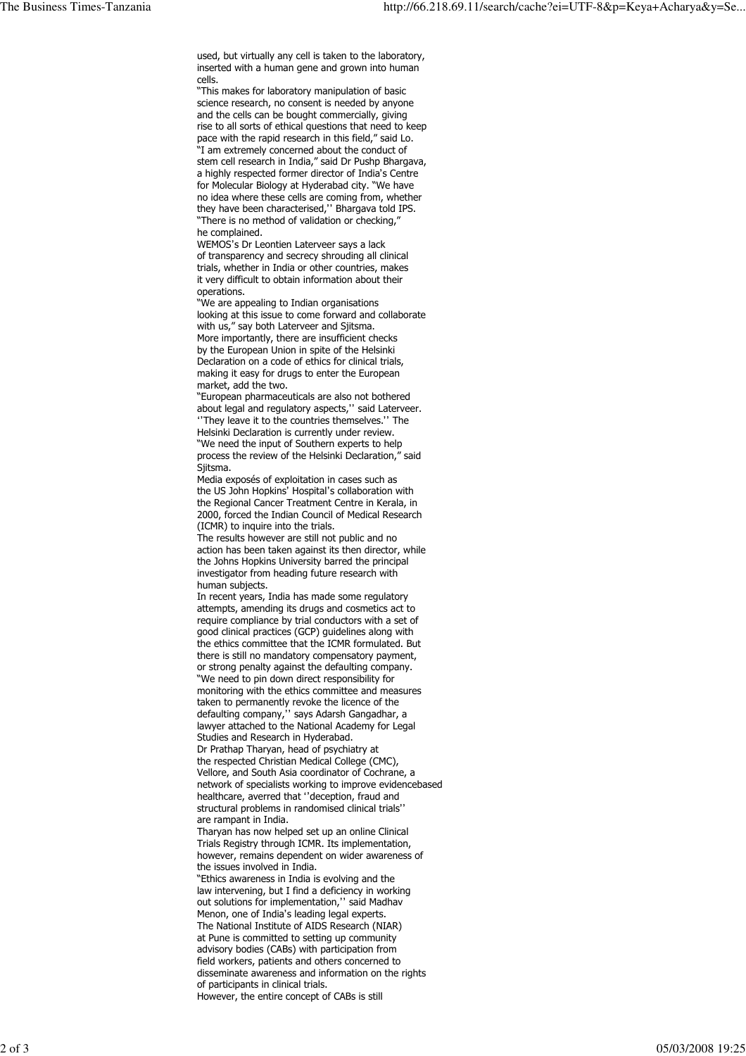used, but virtually any cell is taken to the laboratory, inserted with a human gene and grown into human cells.

"This makes for laboratory manipulation of basic science research, no consent is needed by anyone and the cells can be bought commercially, giving rise to all sorts of ethical questions that need to keep pace with the rapid research in this field," said Lo.

"I am extremely concerned about the conduct of stem cell research in India," said Dr Pushp Bhargava, a highly respected former director of India's Centre for Molecular Biology at Hyderabad city. "We have no idea where these cells are coming from, whether they have been characterised,'' Bhargava told IPS. "There is no method of validation or checking," he complained.

WEMOS's Dr Leontien Laterveer says a lack of transparency and secrecy shrouding all clinical trials, whether in India or other countries, makes it very difficult to obtain information about their operations.

"We are appealing to Indian organisations looking at this issue to come forward and collaborate with us," say both Laterveer and Sjitsma.

More importantly, there are insufficient checks by the European Union in spite of the Helsinki Declaration on a code of ethics for clinical trials, making it easy for drugs to enter the European market, add the two.

"European pharmaceuticals are also not bothered about legal and regulatory aspects,'' said Laterveer. ''They leave it to the countries themselves.'' The Helsinki Declaration is currently under review.

"We need the input of Southern experts to help process the review of the Helsinki Declaration," said Sjitsma.

Media exposés of exploitation in cases such as the US John Hopkins' Hospital's collaboration with the Regional Cancer Treatment Centre in Kerala, in 2000, forced the Indian Council of Medical Research (ICMR) to inquire into the trials.

The results however are still not public and no action has been taken against its then director, while the Johns Hopkins University barred the principal investigator from heading future research with human subjects.

In recent years, India has made some regulatory attempts, amending its drugs and cosmetics act to require compliance by trial conductors with a set of good clinical practices (GCP) guidelines along with the ethics committee that the ICMR formulated. But there is still no mandatory compensatory payment, or strong penalty against the defaulting company.

"We need to pin down direct responsibility for monitoring with the ethics committee and measures taken to permanently revoke the licence of the defaulting company,'' says Adarsh Gangadhar, a lawyer attached to the National Academy for Legal Studies and Research in Hyderabad.

Dr Prathap Tharyan, head of psychiatry at the respected Christian Medical College (CMC), Vellore, and South Asia coordinator of Cochrane, a network of specialists working to improve evidencebased healthcare, averred that ''deception, fraud and structural problems in randomised clinical trials'' are rampant in India.

Tharyan has now helped set up an online Clinical Trials Registry through ICMR. Its implementation, however, remains dependent on wider awareness of the issues involved in India.

"Ethics awareness in India is evolving and the law intervening, but I find a deficiency in working out solutions for implementation,'' said Madhav Menon, one of India's leading legal experts.

The National Institute of AIDS Research (NIAR) at Pune is committed to setting up community advisory bodies (CABs) with participation from field workers, patients and others concerned to disseminate awareness and information on the rights of participants in clinical trials.

However, the entire concept of CABs is still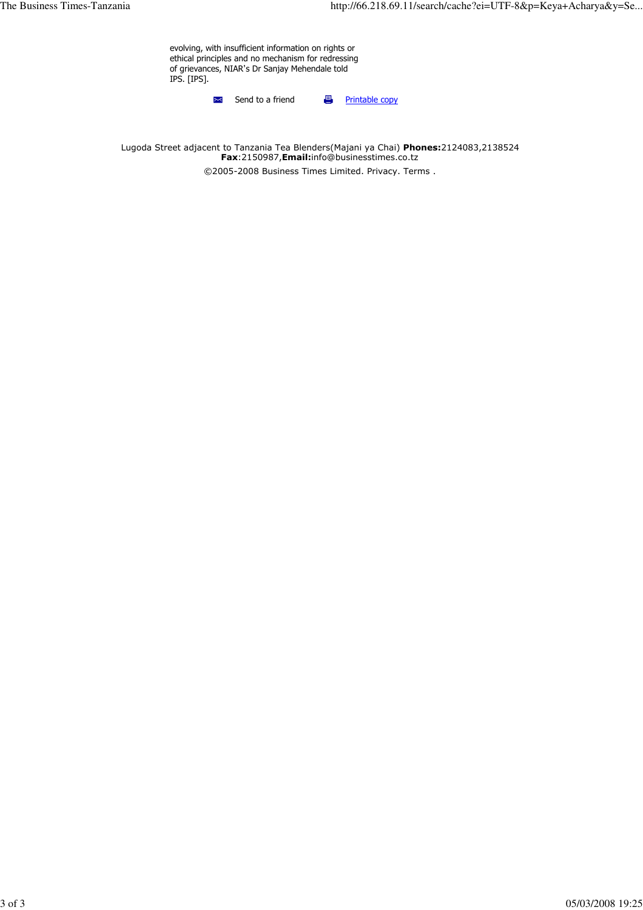evolving, with insufficient information on rights or ethical principles and no mechanism for redressing of grievances, NIAR's Dr Sanjay Mehendale told IPS. [IPS].

Send to a friend     Printable copy

Lugoda Street adjacent to Tanzania Tea Blenders(Majani ya Chai) **Phones:**2124083,2138524
**Fax**:2150987,**Email:**info@businesstimes.co.tz

©2005-2008 Business Times Limited. Privacy. Terms .